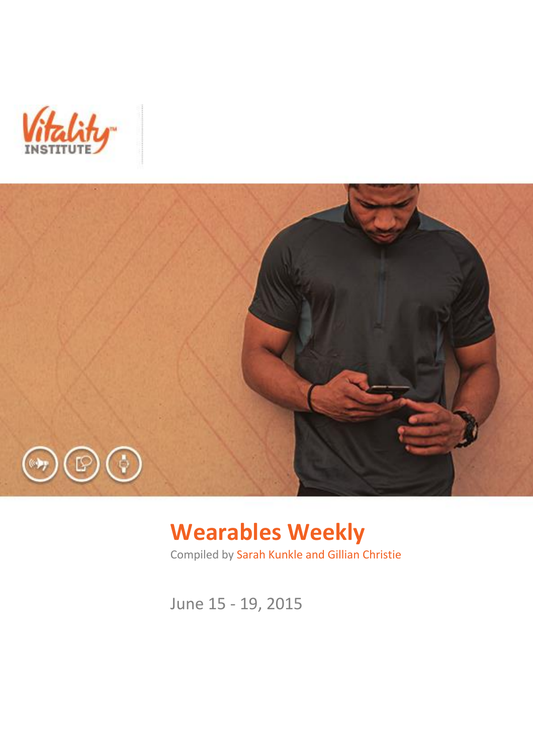# Wearables Weekly

Compiled by Sarah Kunkle and Gillian Christie

June 15 - 19, 2015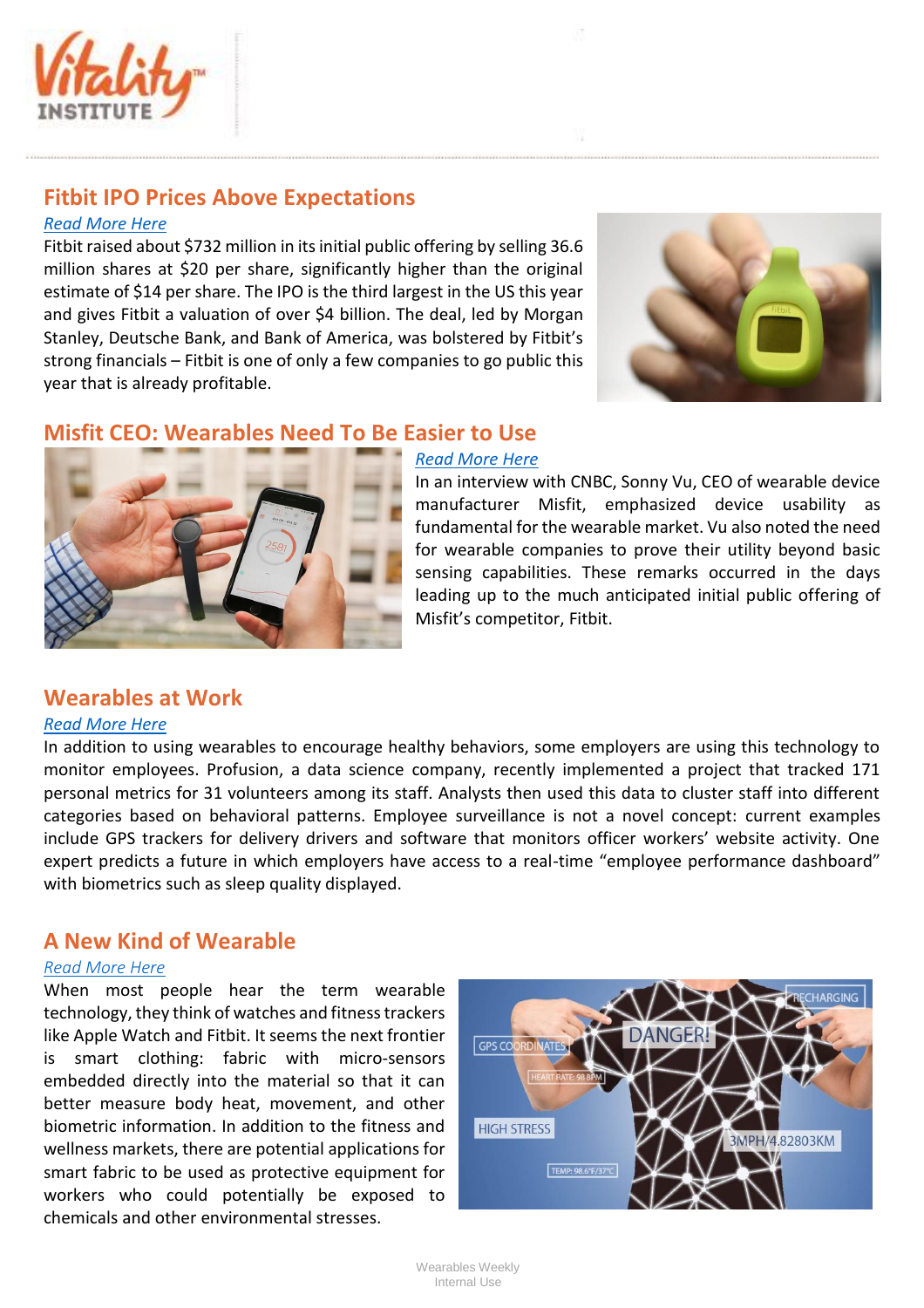## Fitbit IPO Prices Above Expectations

*Read More Here*

Fitbit raised about $732 million in its initial public offering by selling 36.6 million shares at $20 per share, significantly higher than the original estimate of $14 per share. The IPO is the third largest in the US this year and gives Fitbit a valuation of over $4 billion. The deal, led by Morgan Stanley, Deutsche Bank, and Bank of America, was bolstered by Fitbit's strong financials – Fitbit is one of only a few companies to go public this year that is already profitable.

## Misfit CEO: Wearables Need To Be Easier to Use

*Read More Here*

In an interview with CNBC, Sonny Vu, CEO of wearable device manufacturer Misfit, emphasized device usability as fundamental for the wearable market. Vu also noted the need for wearable companies to prove their utility beyond basic sensing capabilities. These remarks occurred in the days leading up to the much anticipated initial public offering of Misfit's competitor, Fitbit.

## Wearables at Work

*Read More Here*

In addition to using wearables to encourage healthy behaviors, some employers are using this technology to monitor employees. Profusion, a data science company, recently implemented a project that tracked 171 personal metrics for 31 volunteers among its staff. Analysts then used this data to cluster staff into different categories based on behavioral patterns. Employee surveillance is not a novel concept: current examples include GPS trackers for delivery drivers and software that monitors officer workers' website activity. One expert predicts a future in which employers have access to a real-time "employee performance dashboard" with biometrics such as sleep quality displayed.

## A New Kind of Wearable

*Read More Here*

When most people hear the term wearable technology, they think of watches and fitness trackers like Apple Watch and Fitbit. It seems the next frontier is smart clothing: fabric with micro-sensors embedded directly into the material so that it can better measure body heat, movement, and other biometric information. In addition to the fitness and wellness markets, there are potential applications for smart fabric to be used as protective equipment for workers who could potentially be exposed to chemicals and other environmental stresses.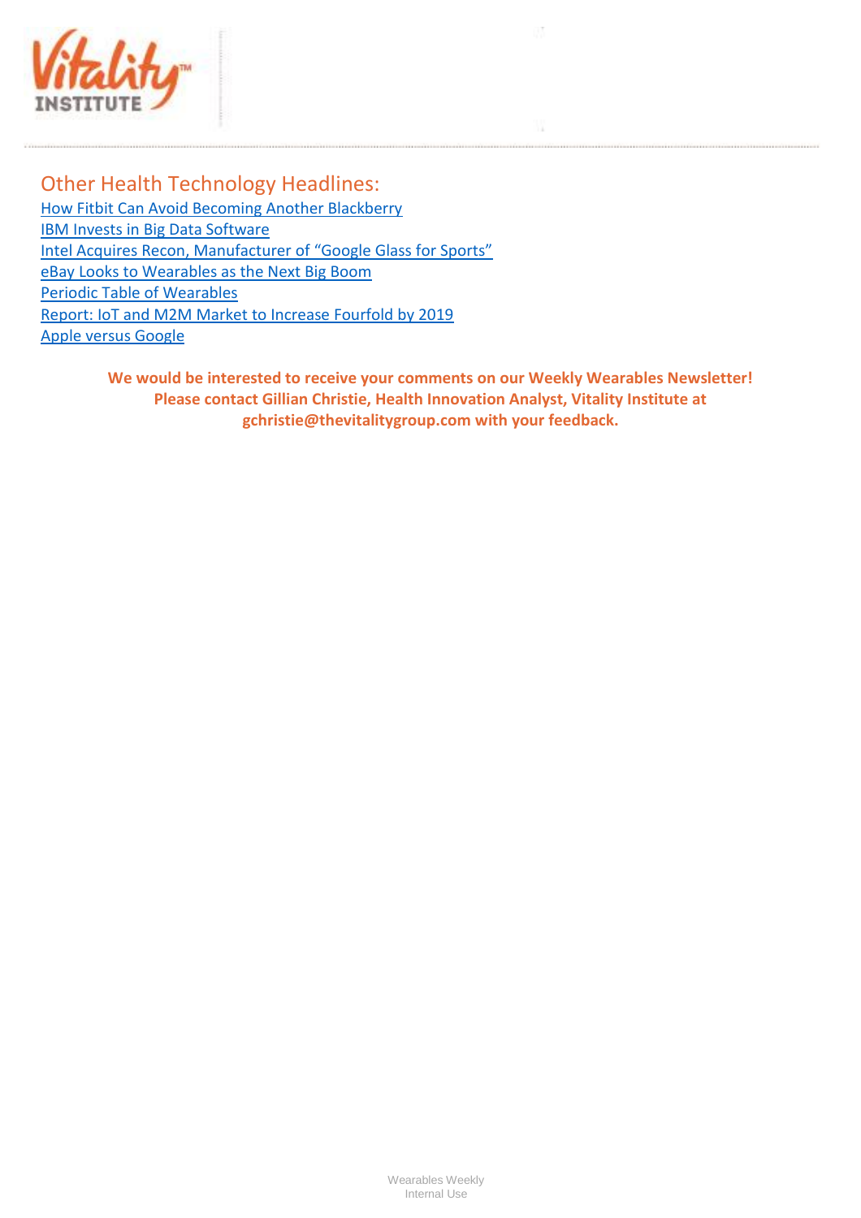## Other Health Technology Headlines:

How Fitbit Can Avoid Becoming Another Blackberry
IBM Invests in Big Data Software
Intel Acquires Recon, Manufacturer of "Google Glass for Sports"
eBay Looks to Wearables as the Next Big Boom
Periodic Table of Wearables
Report: IoT and M2M Market to Increase Fourfold by 2019
Apple versus Google

**We would be interested to receive your comments on our Weekly Wearables Newsletter! Please contact Gillian Christie, Health Innovation Analyst, Vitality Institute at gchristie@thevitalitygroup.com with your feedback.**